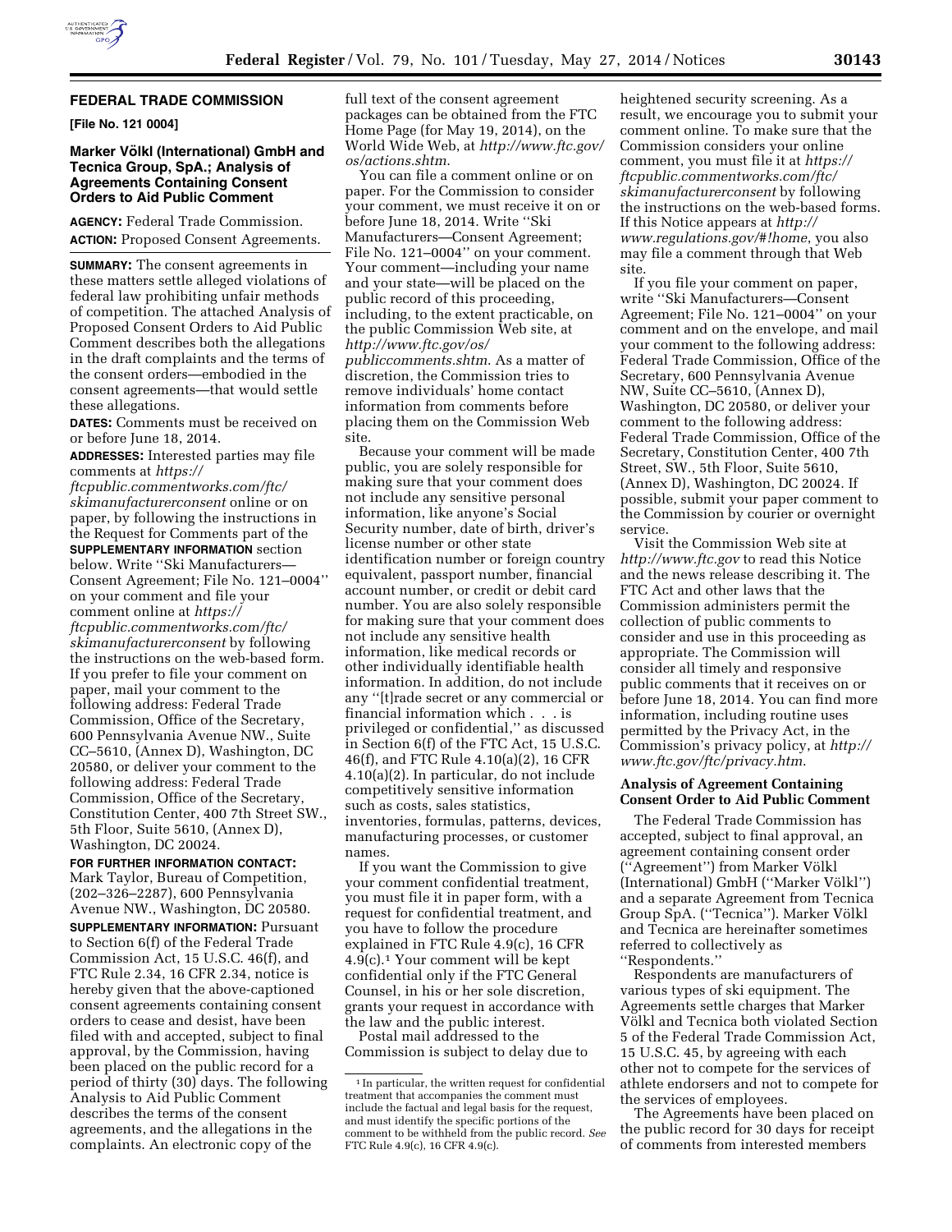## FEDERAL TRADE COMMISSION

**[File No. 121 0004]**

### Marker Völkl (International) GmbH and Tecnica Group, SpA.; Analysis of Agreements Containing Consent Orders to Aid Public Comment

**AGENCY:** Federal Trade Commission.

**ACTION:** Proposed Consent Agreements.

**SUMMARY:** The consent agreements in these matters settle alleged violations of federal law prohibiting unfair methods of competition. The attached Analysis of Proposed Consent Orders to Aid Public Comment describes both the allegations in the draft complaints and the terms of the consent orders—embodied in the consent agreements—that would settle these allegations.

**DATES:** Comments must be received on or before June 18, 2014.

**ADDRESSES:** Interested parties may file comments at *https://ftcpublic.commentworks.com/ftc/skimanufacturerconsent* online or on paper, by following the instructions in the Request for Comments part of the **SUPPLEMENTARY INFORMATION** section below. Write ''Ski Manufacturers—Consent Agreement; File No. 121–0004'' on your comment and file your comment online at *https://ftcpublic.commentworks.com/ftc/skimanufacturerconsent* by following the instructions on the web-based form. If you prefer to file your comment on paper, mail your comment to the following address: Federal Trade Commission, Office of the Secretary, 600 Pennsylvania Avenue NW., Suite CC–5610, (Annex D), Washington, DC 20580, or deliver your comment to the following address: Federal Trade Commission, Office of the Secretary, Constitution Center, 400 7th Street SW., 5th Floor, Suite 5610, (Annex D), Washington, DC 20024.

**FOR FURTHER INFORMATION CONTACT:** Mark Taylor, Bureau of Competition, (202–326–2287), 600 Pennsylvania Avenue NW., Washington, DC 20580.

**SUPPLEMENTARY INFORMATION:** Pursuant to Section 6(f) of the Federal Trade Commission Act, 15 U.S.C. 46(f), and FTC Rule 2.34, 16 CFR 2.34, notice is hereby given that the above-captioned consent agreements containing consent orders to cease and desist, have been filed with and accepted, subject to final approval, by the Commission, having been placed on the public record for a period of thirty (30) days. The following Analysis to Aid Public Comment describes the terms of the consent agreements, and the allegations in the complaints. An electronic copy of the full text of the consent agreement packages can be obtained from the FTC Home Page (for May 19, 2014), on the World Wide Web, at *http://www.ftc.gov/os/actions.shtm*.

You can file a comment online or on paper. For the Commission to consider your comment, we must receive it on or before June 18, 2014. Write ''Ski Manufacturers—Consent Agreement; File No. 121–0004'' on your comment. Your comment—including your name and your state—will be placed on the public record of this proceeding, including, to the extent practicable, on the public Commission Web site, at *http://www.ftc.gov/os/publiccomments.shtm*. As a matter of discretion, the Commission tries to remove individuals' home contact information from comments before placing them on the Commission Web site.

Because your comment will be made public, you are solely responsible for making sure that your comment does not include any sensitive personal information, like anyone's Social Security number, date of birth, driver's license number or other state identification number or foreign country equivalent, passport number, financial account number, or credit or debit card number. You are also solely responsible for making sure that your comment does not include any sensitive health information, like medical records or other individually identifiable health information. In addition, do not include any ''[t]rade secret or any commercial or financial information which . . . is privileged or confidential,'' as discussed in Section 6(f) of the FTC Act, 15 U.S.C. 46(f), and FTC Rule 4.10(a)(2), 16 CFR 4.10(a)(2). In particular, do not include competitively sensitive information such as costs, sales statistics, inventories, formulas, patterns, devices, manufacturing processes, or customer names.

If you want the Commission to give your comment confidential treatment, you must file it in paper form, with a request for confidential treatment, and you have to follow the procedure explained in FTC Rule 4.9(c), 16 CFR 4.9(c).[1] Your comment will be kept confidential only if the FTC General Counsel, in his or her sole discretion, grants your request in accordance with the law and the public interest.

Postal mail addressed to the Commission is subject to delay due to heightened security screening. As a result, we encourage you to submit your comment online. To make sure that the Commission considers your online comment, you must file it at *https://ftcpublic.commentworks.com/ftc/skimanufacturerconsent* by following the instructions on the web-based forms. If this Notice appears at *http://www.regulations.gov/#!home*, you also may file a comment through that Web site.

If you file your comment on paper, write ''Ski Manufacturers—Consent Agreement; File No. 121–0004'' on your comment and on the envelope, and mail your comment to the following address: Federal Trade Commission, Office of the Secretary, 600 Pennsylvania Avenue NW, Suite CC–5610, (Annex D), Washington, DC 20580, or deliver your comment to the following address: Federal Trade Commission, Office of the Secretary, Constitution Center, 400 7th Street, SW., 5th Floor, Suite 5610, (Annex D), Washington, DC 20024. If possible, submit your paper comment to the Commission by courier or overnight service.

Visit the Commission Web site at *http://www.ftc.gov* to read this Notice and the news release describing it. The FTC Act and other laws that the Commission administers permit the collection of public comments to consider and use in this proceeding as appropriate. The Commission will consider all timely and responsive public comments that it receives on or before June 18, 2014. You can find more information, including routine uses permitted by the Privacy Act, in the Commission's privacy policy, at *http://www.ftc.gov/ftc/privacy.htm*.

### Analysis of Agreement Containing Consent Order to Aid Public Comment

The Federal Trade Commission has accepted, subject to final approval, an agreement containing consent order (''Agreement'') from Marker Völkl (International) GmbH (''Marker Völkl'') and a separate Agreement from Tecnica Group SpA. (''Tecnica''). Marker Völkl and Tecnica are hereinafter sometimes referred to collectively as ''Respondents.''

Respondents are manufacturers of various types of ski equipment. The Agreements settle charges that Marker Völkl and Tecnica both violated Section 5 of the Federal Trade Commission Act, 15 U.S.C. 45, by agreeing with each other not to compete for the services of athlete endorsers and not to compete for the services of employees.

The Agreements have been placed on the public record for 30 days for receipt of comments from interested members

---

[1] In particular, the written request for confidential treatment that accompanies the comment must include the factual and legal basis for the request, and must identify the specific portions of the comment to be withheld from the public record. *See* FTC Rule 4.9(c), 16 CFR 4.9(c).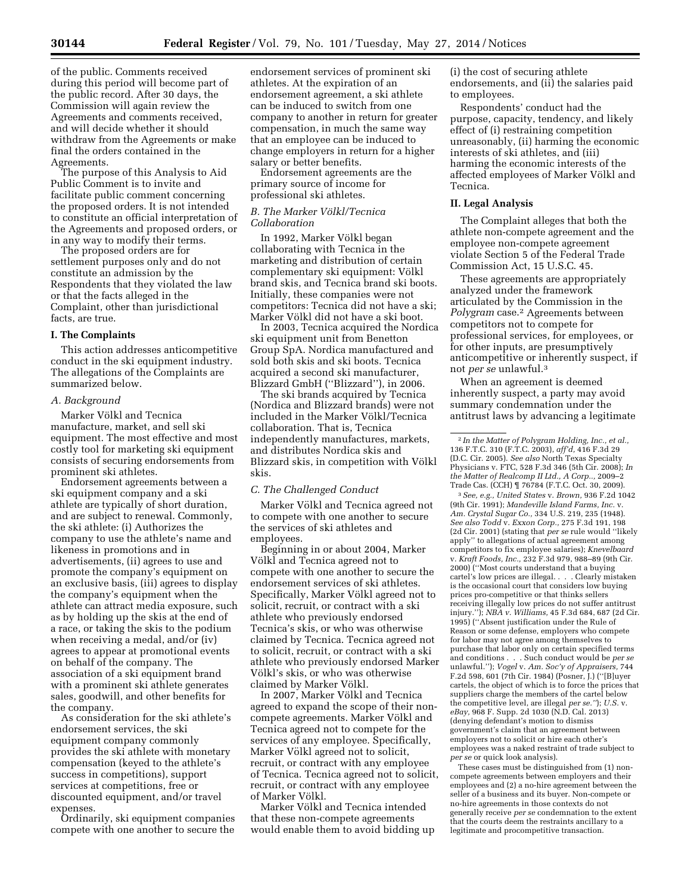of the public. Comments received during this period will become part of the public record. After 30 days, the Commission will again review the Agreements and comments received, and will decide whether it should withdraw from the Agreements or make final the orders contained in the Agreements.

The purpose of this Analysis to Aid Public Comment is to invite and facilitate public comment concerning the proposed orders. It is not intended to constitute an official interpretation of the Agreements and proposed orders, or in any way to modify their terms.

The proposed orders are for settlement purposes only and do not constitute an admission by the Respondents that they violated the law or that the facts alleged in the Complaint, other than jurisdictional facts, are true.

## I. The Complaints

This action addresses anticompetitive conduct in the ski equipment industry. The allegations of the Complaints are summarized below.

### A. Background

Marker Völkl and Tecnica manufacture, market, and sell ski equipment. The most effective and most costly tool for marketing ski equipment consists of securing endorsements from prominent ski athletes.

Endorsement agreements between a ski equipment company and a ski athlete are typically of short duration, and are subject to renewal. Commonly, the ski athlete: (i) Authorizes the company to use the athlete's name and likeness in promotions and in advertisements, (ii) agrees to use and promote the company's equipment on an exclusive basis, (iii) agrees to display the company's equipment when the athlete can attract media exposure, such as by holding up the skis at the end of a race, or taking the skis to the podium when receiving a medal, and/or (iv) agrees to appear at promotional events on behalf of the company. The association of a ski equipment brand with a prominent ski athlete generates sales, goodwill, and other benefits for the company.

As consideration for the ski athlete's endorsement services, the ski equipment company commonly provides the ski athlete with monetary compensation (keyed to the athlete's success in competitions), support services at competitions, free or discounted equipment, and/or travel expenses.

Ordinarily, ski equipment companies compete with one another to secure the endorsement services of prominent ski athletes. At the expiration of an endorsement agreement, a ski athlete can be induced to switch from one company to another in return for greater compensation, in much the same way that an employee can be induced to change employers in return for a higher salary or better benefits.

Endorsement agreements are the primary source of income for professional ski athletes.

### B. The Marker Völkl/Tecnica Collaboration

In 1992, Marker Völkl began collaborating with Tecnica in the marketing and distribution of certain complementary ski equipment: Völkl brand skis, and Tecnica brand ski boots. Initially, these companies were not competitors: Tecnica did not have a ski; Marker Völkl did not have a ski boot.

In 2003, Tecnica acquired the Nordica ski equipment unit from Benetton Group SpA. Nordica manufactured and sold both skis and ski boots. Tecnica acquired a second ski manufacturer, Blizzard GmbH ("Blizzard"), in 2006.

The ski brands acquired by Tecnica (Nordica and Blizzard brands) were not included in the Marker Völkl/Tecnica collaboration. That is, Tecnica independently manufactures, markets, and distributes Nordica skis and Blizzard skis, in competition with Völkl skis.

### C. The Challenged Conduct

Marker Völkl and Tecnica agreed not to compete with one another to secure the services of ski athletes and employees.

Beginning in or about 2004, Marker Völkl and Tecnica agreed not to compete with one another to secure the endorsement services of ski athletes. Specifically, Marker Völkl agreed not to solicit, recruit, or contract with a ski athlete who previously endorsed Tecnica's skis, or who was otherwise claimed by Tecnica. Tecnica agreed not to solicit, recruit, or contract with a ski athlete who previously endorsed Marker Völkl's skis, or who was otherwise claimed by Marker Völkl.

In 2007, Marker Völkl and Tecnica agreed to expand the scope of their non-compete agreements. Marker Völkl and Tecnica agreed not to compete for the services of any employee. Specifically, Marker Völkl agreed not to solicit, recruit, or contract with any employee of Tecnica. Tecnica agreed not to solicit, recruit, or contract with any employee of Marker Völkl.

Marker Völkl and Tecnica intended that these non-compete agreements would enable them to avoid bidding up (i) the cost of securing athlete endorsements, and (ii) the salaries paid to employees.

Respondents' conduct had the purpose, capacity, tendency, and likely effect of (i) restraining competition unreasonably, (ii) harming the economic interests of ski athletes, and (iii) harming the economic interests of the affected employees of Marker Völkl and Tecnica.

## II. Legal Analysis

The Complaint alleges that both the athlete non-compete agreement and the employee non-compete agreement violate Section 5 of the Federal Trade Commission Act, 15 U.S.C. 45.

These agreements are appropriately analyzed under the framework articulated by the Commission in the *Polygram* case.[2] Agreements between competitors not to compete for professional services, for employees, or for other inputs, are presumptively anticompetitive or inherently suspect, if not *per se* unlawful.[3]

When an agreement is deemed inherently suspect, a party may avoid summary condemnation under the antitrust laws by advancing a legitimate

---

[2] *In the Matter of Polygram Holding, Inc., et al.,* 136 F.T.C. 310 (F.T.C. 2003), *aff'd,* 416 F.3d 29 (D.C. Cir. 2005). *See also* North Texas Specialty Physicians v. FTC, 528 F.3d 346 (5th Cir. 2008); *In the Matter of Realcomp II Ltd., A Corp.,* 2009–2 Trade Cas. (CCH) ¶ 76784 (F.T.C. Oct. 30, 2009).

[3] *See, e.g., United States* v. *Brown,* 936 F.2d 1042 (9th Cir. 1991); *Mandeville Island Farms, Inc.* v. *Am. Crystal Sugar Co.,* 334 U.S. 219, 235 (1948). *See also Todd* v. *Exxon Corp.,* 275 F.3d 191, 198 (2d Cir. 2001) (stating that *per se* rule would "likely apply" to allegations of actual agreement among competitors to fix employee salaries); *Knevelbaard* v. *Kraft Foods, Inc.,* 232 F.3d 979, 988–89 (9th Cir. 2000) ("Most courts understand that a buying cartel's low prices are illegal. . . . Clearly mistaken is the occasional court that considers low buying prices pro-competitive or that thinks sellers receiving illegally low prices do not suffer antitrust injury."); *NBA v. Williams,* 45 F.3d 684, 687 (2d Cir. 1995) ("Absent justification under the Rule of Reason or some defense, employers who compete for labor may not agree among themselves to purchase that labor only on certain specified terms and conditions . . . Such conduct would be *per se* unlawful."); *Vogel* v. *Am. Soc'y of Appraisers,* 744 F.2d 598, 601 (7th Cir. 1984) (Posner, J.) ("[B]uyer cartels, the object of which is to force the prices that suppliers charge the members of the cartel below the competitive level, are illegal *per se.*"); *U.S.* v. *eBay,* 968 F. Supp. 2d 1030 (N.D. Cal. 2013) (denying defendant's motion to dismiss government's claim that an agreement between employers not to solicit or hire each other's employees was a naked restraint of trade subject to *per se* or quick look analysis).

These cases must be distinguished from (1) non-compete agreements between employers and their employees and (2) a no-hire agreement between the seller of a business and its buyer. Non-compete or no-hire agreements in those contexts do not generally receive *per se* condemnation to the extent that the courts deem the restraints ancillary to a legitimate and procompetitive transaction.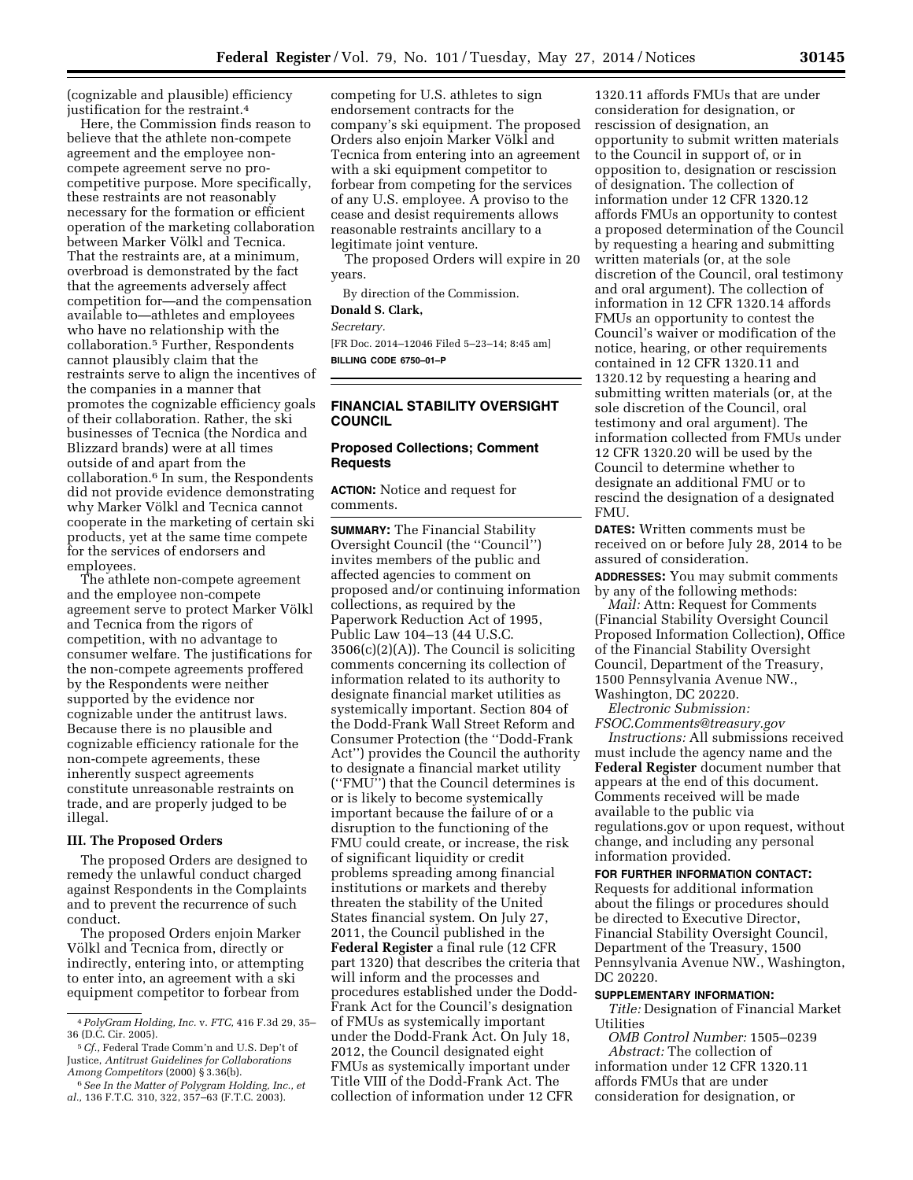(cognizable and plausible) efficiency justification for the restraint.[4]

Here, the Commission finds reason to believe that the athlete non-compete agreement and the employee non-compete agreement serve no pro-competitive purpose. More specifically, these restraints are not reasonably necessary for the formation or efficient operation of the marketing collaboration between Marker Völkl and Tecnica. That the restraints are, at a minimum, overbroad is demonstrated by the fact that the agreements adversely affect competition for—and the compensation available to—athletes and employees who have no relationship with the collaboration.[5] Further, Respondents cannot plausibly claim that the restraints serve to align the incentives of the companies in a manner that promotes the cognizable efficiency goals of their collaboration. Rather, the ski businesses of Tecnica (the Nordica and Blizzard brands) were at all times outside of and apart from the collaboration.[6] In sum, the Respondents did not provide evidence demonstrating why Marker Völkl and Tecnica cannot cooperate in the marketing of certain ski products, yet at the same time compete for the services of endorsers and employees.

The athlete non-compete agreement and the employee non-compete agreement serve to protect Marker Völkl and Tecnica from the rigors of competition, with no advantage to consumer welfare. The justifications for the non-compete agreements proffered by the Respondents were neither supported by the evidence nor cognizable under the antitrust laws. Because there is no plausible and cognizable efficiency rationale for the non-compete agreements, these inherently suspect agreements constitute unreasonable restraints on trade, and are properly judged to be illegal.

### III. The Proposed Orders

The proposed Orders are designed to remedy the unlawful conduct charged against Respondents in the Complaints and to prevent the recurrence of such conduct.

The proposed Orders enjoin Marker Völkl and Tecnica from, directly or indirectly, entering into, or attempting to enter into, an agreement with a ski equipment competitor to forbear from competing for U.S. athletes to sign endorsement contracts for the company's ski equipment. The proposed Orders also enjoin Marker Völkl and Tecnica from entering into an agreement with a ski equipment competitor to forbear from competing for the services of any U.S. employee. A proviso to the cease and desist requirements allows reasonable restraints ancillary to a legitimate joint venture.

The proposed Orders will expire in 20 years.

By direction of the Commission.

**Donald S. Clark,**

*Secretary.*

[FR Doc. 2014–12046 Filed 5–23–14; 8:45 am]

**BILLING CODE 6750–01–P**

[4] *PolyGram Holding, Inc.* v. *FTC,* 416 F.3d 29, 35–36 (D.C. Cir. 2005).

[5] *Cf.,* Federal Trade Comm'n and U.S. Dep't of Justice, *Antitrust Guidelines for Collaborations Among Competitors* (2000) § 3.36(b).

[6] *See In the Matter of Polygram Holding, Inc., et al.,* 136 F.T.C. 310, 322, 357–63 (F.T.C. 2003).

---

## FINANCIAL STABILITY OVERSIGHT COUNCIL

### Proposed Collections; Comment Requests

**ACTION:** Notice and request for comments.

**SUMMARY:** The Financial Stability Oversight Council (the ''Council'') invites members of the public and affected agencies to comment on proposed and/or continuing information collections, as required by the Paperwork Reduction Act of 1995, Public Law 104–13 (44 U.S.C. 3506(c)(2)(A)). The Council is soliciting comments concerning its collection of information related to its authority to designate financial market utilities as systemically important. Section 804 of the Dodd-Frank Wall Street Reform and Consumer Protection (the ''Dodd-Frank Act'') provides the Council the authority to designate a financial market utility (''FMU'') that the Council determines is or is likely to become systemically important because the failure of or a disruption to the functioning of the FMU could create, or increase, the risk of significant liquidity or credit problems spreading among financial institutions or markets and thereby threaten the stability of the United States financial system. On July 27, 2011, the Council published in the **Federal Register** a final rule (12 CFR part 1320) that describes the criteria that will inform and the processes and procedures established under the Dodd-Frank Act for the Council's designation of FMUs as systemically important under the Dodd-Frank Act. On July 18, 2012, the Council designated eight FMUs as systemically important under Title VIII of the Dodd-Frank Act. The collection of information under 12 CFR 1320.11 affords FMUs that are under consideration for designation, or rescission of designation, an opportunity to submit written materials to the Council in support of, or in opposition to, designation or rescission of designation. The collection of information under 12 CFR 1320.12 affords FMUs an opportunity to contest a proposed determination of the Council by requesting a hearing and submitting written materials (or, at the sole discretion of the Council, oral testimony and oral argument). The collection of information in 12 CFR 1320.14 affords FMUs an opportunity to contest the Council's waiver or modification of the notice, hearing, or other requirements contained in 12 CFR 1320.11 and 1320.12 by requesting a hearing and submitting written materials (or, at the sole discretion of the Council, oral testimony and oral argument). The information collected from FMUs under 12 CFR 1320.20 will be used by the Council to determine whether to designate an additional FMU or to rescind the designation of a designated FMU.

**DATES:** Written comments must be received on or before July 28, 2014 to be assured of consideration.

**ADDRESSES:** You may submit comments by any of the following methods:

*Mail:* Attn: Request for Comments (Financial Stability Oversight Council Proposed Information Collection), Office of the Financial Stability Oversight Council, Department of the Treasury, 1500 Pennsylvania Avenue NW., Washington, DC 20220.

*Electronic Submission: FSOC.Comments@treasury.gov*

*Instructions:* All submissions received must include the agency name and the **Federal Register** document number that appears at the end of this document. Comments received will be made available to the public via regulations.gov or upon request, without change, and including any personal information provided.

**FOR FURTHER INFORMATION CONTACT:** Requests for additional information about the filings or procedures should be directed to Executive Director, Financial Stability Oversight Council, Department of the Treasury, 1500 Pennsylvania Avenue NW., Washington, DC 20220.

**SUPPLEMENTARY INFORMATION:**

*Title:* Designation of Financial Market Utilities

*OMB Control Number:* 1505–0239

*Abstract:* The collection of information under 12 CFR 1320.11 affords FMUs that are under consideration for designation, or